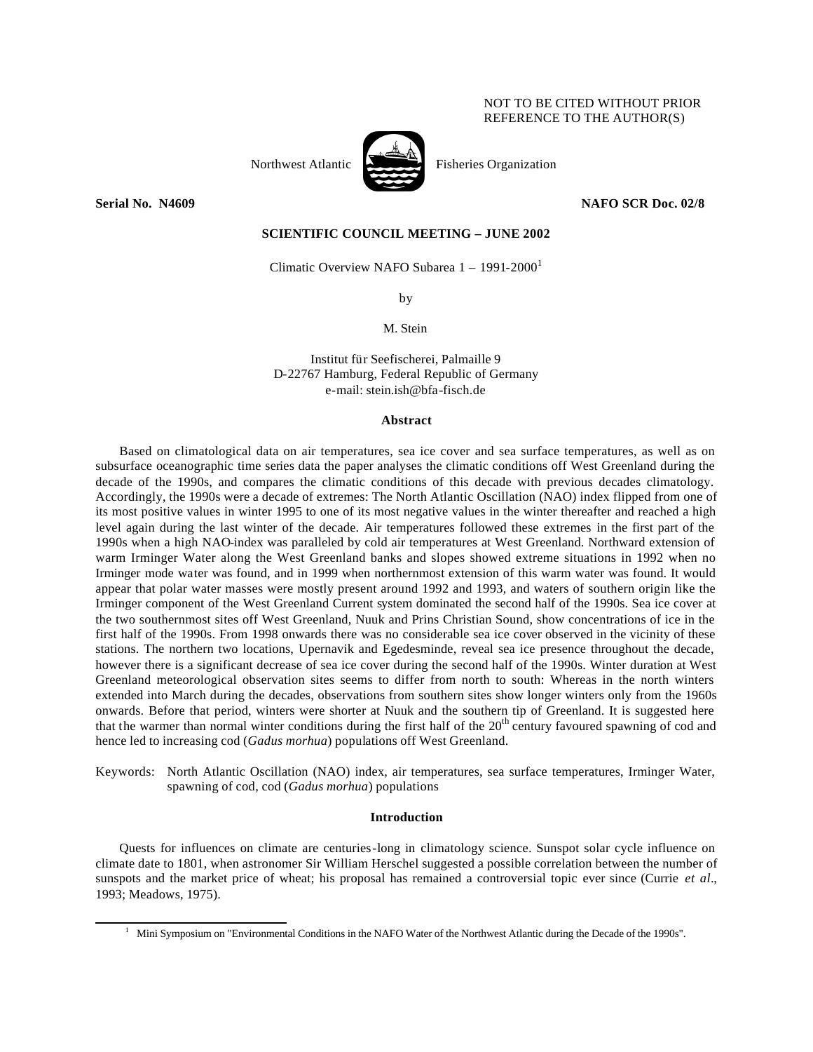NOT TO BE CITED WITHOUT PRIOR REFERENCE TO THE AUTHOR(S)

Northwest Atlantic Fisheries Organization

**Serial No. N4609** **NAFO SCR Doc. 02/8**

**SCIENTIFIC COUNCIL MEETING – JUNE 2002**

# Climatic Overview NAFO Subarea 1 – 1991-2000[1]

by

M. Stein

Institut für Seefischerei, Palmaille 9
D-22767 Hamburg, Federal Republic of Germany
e-mail: stein.ish@bfa-fisch.de

## Abstract

Based on climatological data on air temperatures, sea ice cover and sea surface temperatures, as well as on subsurface oceanographic time series data the paper analyses the climatic conditions off West Greenland during the decade of the 1990s, and compares the climatic conditions of this decade with previous decades climatology. Accordingly, the 1990s were a decade of extremes: The North Atlantic Oscillation (NAO) index flipped from one of its most positive values in winter 1995 to one of its most negative values in the winter thereafter and reached a high level again during the last winter of the decade. Air temperatures followed these extremes in the first part of the 1990s when a high NAO-index was paralleled by cold air temperatures at West Greenland. Northward extension of warm Irminger Water along the West Greenland banks and slopes showed extreme situations in 1992 when no Irminger mode water was found, and in 1999 when northernmost extension of this warm water was found. It would appear that polar water masses were mostly present around 1992 and 1993, and waters of southern origin like the Irminger component of the West Greenland Current system dominated the second half of the 1990s. Sea ice cover at the two southernmost sites off West Greenland, Nuuk and Prins Christian Sound, show concentrations of ice in the first half of the 1990s. From 1998 onwards there was no considerable sea ice cover observed in the vicinity of these stations. The northern two locations, Upernavik and Egedesminde, reveal sea ice presence throughout the decade, however there is a significant decrease of sea ice cover during the second half of the 1990s. Winter duration at West Greenland meteorological observation sites seems to differ from north to south: Whereas in the north winters extended into March during the decades, observations from southern sites show longer winters only from the 1960s onwards. Before that period, winters were shorter at Nuuk and the southern tip of Greenland. It is suggested here that the warmer than normal winter conditions during the first half of the 20th century favoured spawning of cod and hence led to increasing cod (*Gadus morhua*) populations off West Greenland.

Keywords: North Atlantic Oscillation (NAO) index, air temperatures, sea surface temperatures, Irminger Water, spawning of cod, cod (*Gadus morhua*) populations

## Introduction

Quests for influences on climate are centuries-long in climatology science. Sunspot solar cycle influence on climate date to 1801, when astronomer Sir William Herschel suggested a possible correlation between the number of sunspots and the market price of wheat; his proposal has remained a controversial topic ever since (Currie *et al*., 1993; Meadows, 1975).

[1] Mini Symposium on "Environmental Conditions in the NAFO Water of the Northwest Atlantic during the Decade of the 1990s".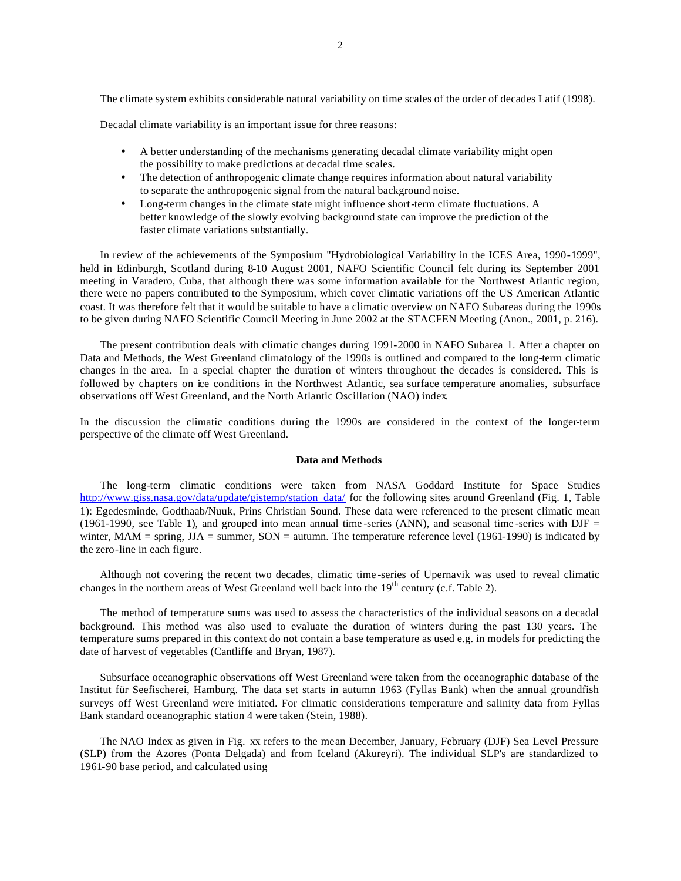The climate system exhibits considerable natural variability on time scales of the order of decades Latif (1998).

Decadal climate variability is an important issue for three reasons:

- A better understanding of the mechanisms generating decadal climate variability might open the possibility to make predictions at decadal time scales.
- The detection of anthropogenic climate change requires information about natural variability to separate the anthropogenic signal from the natural background noise.
- Long-term changes in the climate state might influence short-term climate fluctuations. A better knowledge of the slowly evolving background state can improve the prediction of the faster climate variations substantially.

In review of the achievements of the Symposium "Hydrobiological Variability in the ICES Area, 1990-1999", held in Edinburgh, Scotland during 8-10 August 2001, NAFO Scientific Council felt during its September 2001 meeting in Varadero, Cuba, that although there was some information available for the Northwest Atlantic region, there were no papers contributed to the Symposium, which cover climatic variations off the US American Atlantic coast. It was therefore felt that it would be suitable to have a climatic overview on NAFO Subareas during the 1990s to be given during NAFO Scientific Council Meeting in June 2002 at the STACFEN Meeting (Anon., 2001, p. 216).

The present contribution deals with climatic changes during 1991-2000 in NAFO Subarea 1. After a chapter on Data and Methods, the West Greenland climatology of the 1990s is outlined and compared to the long-term climatic changes in the area. In a special chapter the duration of winters throughout the decades is considered. This is followed by chapters on ice conditions in the Northwest Atlantic, sea surface temperature anomalies, subsurface observations off West Greenland, and the North Atlantic Oscillation (NAO) index.

In the discussion the climatic conditions during the 1990s are considered in the context of the longer-term perspective of the climate off West Greenland.

## Data and Methods

The long-term climatic conditions were taken from NASA Goddard Institute for Space Studies http://www.giss.nasa.gov/data/update/gistemp/station_data/ for the following sites around Greenland (Fig. 1, Table 1): Egedesminde, Godthaab/Nuuk, Prins Christian Sound. These data were referenced to the present climatic mean (1961-1990, see Table 1), and grouped into mean annual time-series (ANN), and seasonal time-series with DJF = winter, MAM = spring, JJA = summer, SON = autumn. The temperature reference level (1961-1990) is indicated by the zero-line in each figure.

Although not covering the recent two decades, climatic time-series of Upernavik was used to reveal climatic changes in the northern areas of West Greenland well back into the 19th century (c.f. Table 2).

The method of temperature sums was used to assess the characteristics of the individual seasons on a decadal background. This method was also used to evaluate the duration of winters during the past 130 years. The temperature sums prepared in this context do not contain a base temperature as used e.g. in models for predicting the date of harvest of vegetables (Cantliffe and Bryan, 1987).

Subsurface oceanographic observations off West Greenland were taken from the oceanographic database of the Institut für Seefischerei, Hamburg. The data set starts in autumn 1963 (Fyllas Bank) when the annual groundfish surveys off West Greenland were initiated. For climatic considerations temperature and salinity data from Fyllas Bank standard oceanographic station 4 were taken (Stein, 1988).

The NAO Index as given in Fig. xx refers to the mean December, January, February (DJF) Sea Level Pressure (SLP) from the Azores (Ponta Delgada) and from Iceland (Akureyri). The individual SLP's are standardized to 1961-90 base period, and calculated using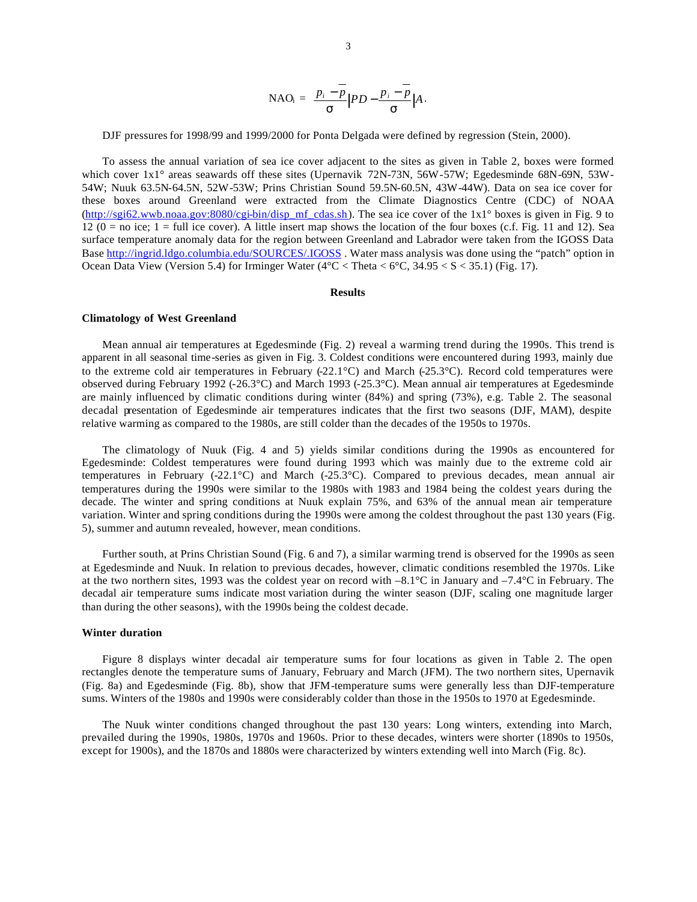$$\mathrm{NAO_i} = \frac{p_i - \overline{p}}{\sigma}\Big|PD - \frac{p_i - \overline{p}}{\sigma}\Big|A.$$

DJF pressures for 1998/99 and 1999/2000 for Ponta Delgada were defined by regression (Stein, 2000).

To assess the annual variation of sea ice cover adjacent to the sites as given in Table 2, boxes were formed which cover 1x1° areas seawards off these sites (Upernavik 72N-73N, 56W-57W; Egedesminde 68N-69N, 53W-54W; Nuuk 63.5N-64.5N, 52W-53W; Prins Christian Sound 59.5N-60.5N, 43W-44W). Data on sea ice cover for these boxes around Greenland were extracted from the Climate Diagnostics Centre (CDC) of NOAA (http://sgi62.wwb.noaa.gov:8080/cgi-bin/disp_mf_cdas.sh). The sea ice cover of the 1x1° boxes is given in Fig. 9 to 12 (0 = no ice; 1 = full ice cover). A little insert map shows the location of the four boxes (c.f. Fig. 11 and 12). Sea surface temperature anomaly data for the region between Greenland and Labrador were taken from the IGOSS Data Base http://ingrid.ldgo.columbia.edu/SOURCES/.IGOSS . Water mass analysis was done using the "patch" option in Ocean Data View (Version 5.4) for Irminger Water (4°C < Theta < 6°C, 34.95 < S < 35.1) (Fig. 17).

## Results

### Climatology of West Greenland

Mean annual air temperatures at Egedesminde (Fig. 2) reveal a warming trend during the 1990s. This trend is apparent in all seasonal time-series as given in Fig. 3. Coldest conditions were encountered during 1993, mainly due to the extreme cold air temperatures in February (-22.1°C) and March (-25.3°C). Record cold temperatures were observed during February 1992 (-26.3°C) and March 1993 (-25.3°C). Mean annual air temperatures at Egedesminde are mainly influenced by climatic conditions during winter (84%) and spring (73%), e.g. Table 2. The seasonal decadal presentation of Egedesminde air temperatures indicates that the first two seasons (DJF, MAM), despite relative warming as compared to the 1980s, are still colder than the decades of the 1950s to 1970s.

The climatology of Nuuk (Fig. 4 and 5) yields similar conditions during the 1990s as encountered for Egedesminde: Coldest temperatures were found during 1993 which was mainly due to the extreme cold air temperatures in February (-22.1°C) and March (-25.3°C). Compared to previous decades, mean annual air temperatures during the 1990s were similar to the 1980s with 1983 and 1984 being the coldest years during the decade. The winter and spring conditions at Nuuk explain 75%, and 63% of the annual mean air temperature variation. Winter and spring conditions during the 1990s were among the coldest throughout the past 130 years (Fig. 5), summer and autumn revealed, however, mean conditions.

Further south, at Prins Christian Sound (Fig. 6 and 7), a similar warming trend is observed for the 1990s as seen at Egedesminde and Nuuk. In relation to previous decades, however, climatic conditions resembled the 1970s. Like at the two northern sites, 1993 was the coldest year on record with –8.1°C in January and –7.4°C in February. The decadal air temperature sums indicate most variation during the winter season (DJF, scaling one magnitude larger than during the other seasons), with the 1990s being the coldest decade.

### Winter duration

Figure 8 displays winter decadal air temperature sums for four locations as given in Table 2. The open rectangles denote the temperature sums of January, February and March (JFM). The two northern sites, Upernavik (Fig. 8a) and Egedesminde (Fig. 8b), show that JFM-temperature sums were generally less than DJF-temperature sums. Winters of the 1980s and 1990s were considerably colder than those in the 1950s to 1970 at Egedesminde.

The Nuuk winter conditions changed throughout the past 130 years: Long winters, extending into March, prevailed during the 1990s, 1980s, 1970s and 1960s. Prior to these decades, winters were shorter (1890s to 1950s, except for 1900s), and the 1870s and 1880s were characterized by winters extending well into March (Fig. 8c).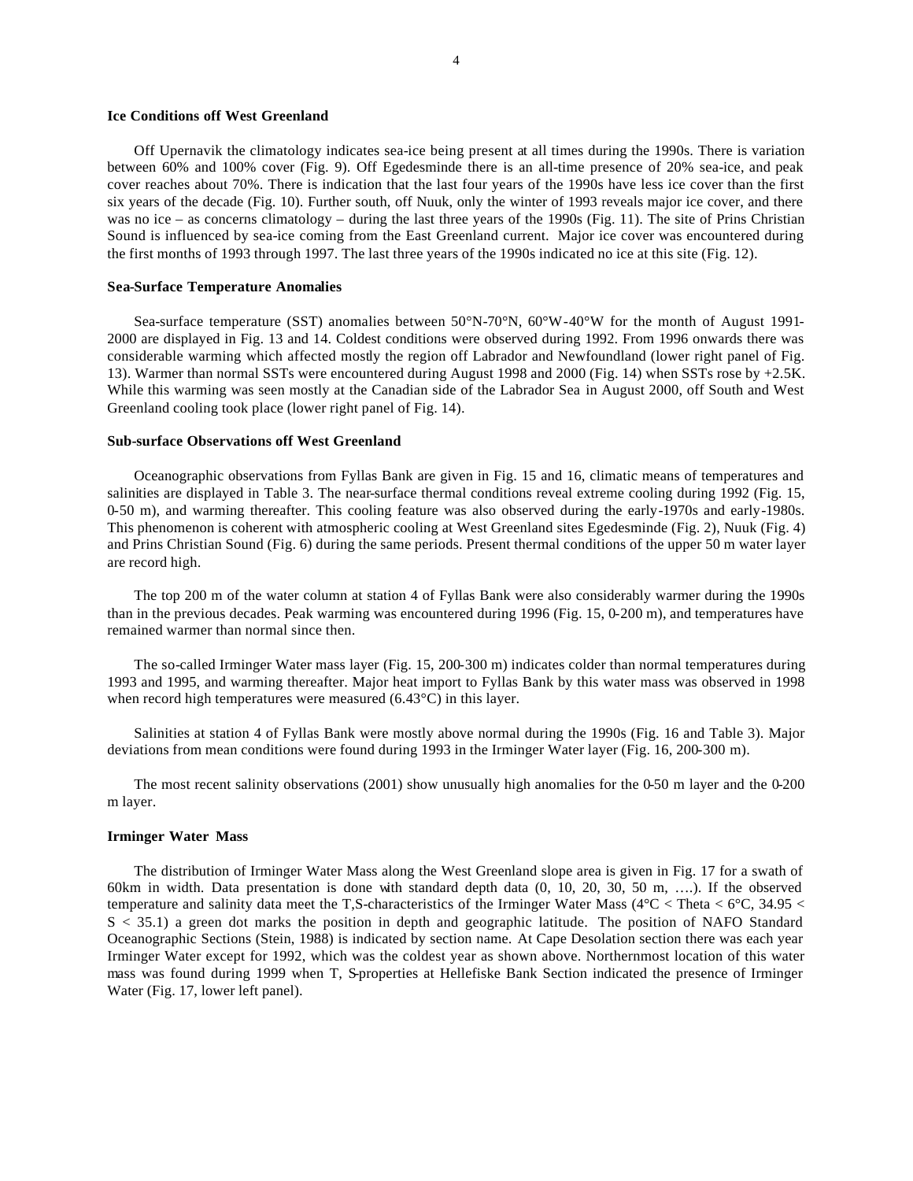### Ice Conditions off West Greenland

Off Upernavik the climatology indicates sea-ice being present at all times during the 1990s. There is variation between 60% and 100% cover (Fig. 9). Off Egedesminde there is an all-time presence of 20% sea-ice, and peak cover reaches about 70%. There is indication that the last four years of the 1990s have less ice cover than the first six years of the decade (Fig. 10). Further south, off Nuuk, only the winter of 1993 reveals major ice cover, and there was no ice – as concerns climatology – during the last three years of the 1990s (Fig. 11). The site of Prins Christian Sound is influenced by sea-ice coming from the East Greenland current. Major ice cover was encountered during the first months of 1993 through 1997. The last three years of the 1990s indicated no ice at this site (Fig. 12).

### Sea-Surface Temperature Anomalies

Sea-surface temperature (SST) anomalies between 50°N-70°N, 60°W-40°W for the month of August 1991-2000 are displayed in Fig. 13 and 14. Coldest conditions were observed during 1992. From 1996 onwards there was considerable warming which affected mostly the region off Labrador and Newfoundland (lower right panel of Fig. 13). Warmer than normal SSTs were encountered during August 1998 and 2000 (Fig. 14) when SSTs rose by +2.5K. While this warming was seen mostly at the Canadian side of the Labrador Sea in August 2000, off South and West Greenland cooling took place (lower right panel of Fig. 14).

### Sub-surface Observations off West Greenland

Oceanographic observations from Fyllas Bank are given in Fig. 15 and 16, climatic means of temperatures and salinities are displayed in Table 3. The near-surface thermal conditions reveal extreme cooling during 1992 (Fig. 15, 0-50 m), and warming thereafter. This cooling feature was also observed during the early-1970s and early-1980s. This phenomenon is coherent with atmospheric cooling at West Greenland sites Egedesminde (Fig. 2), Nuuk (Fig. 4) and Prins Christian Sound (Fig. 6) during the same periods. Present thermal conditions of the upper 50 m water layer are record high.

The top 200 m of the water column at station 4 of Fyllas Bank were also considerably warmer during the 1990s than in the previous decades. Peak warming was encountered during 1996 (Fig. 15, 0-200 m), and temperatures have remained warmer than normal since then.

The so-called Irminger Water mass layer (Fig. 15, 200-300 m) indicates colder than normal temperatures during 1993 and 1995, and warming thereafter. Major heat import to Fyllas Bank by this water mass was observed in 1998 when record high temperatures were measured (6.43°C) in this layer.

Salinities at station 4 of Fyllas Bank were mostly above normal during the 1990s (Fig. 16 and Table 3). Major deviations from mean conditions were found during 1993 in the Irminger Water layer (Fig. 16, 200-300 m).

The most recent salinity observations (2001) show unusually high anomalies for the 0-50 m layer and the 0-200 m layer.

### Irminger Water Mass

The distribution of Irminger Water Mass along the West Greenland slope area is given in Fig. 17 for a swath of 60km in width. Data presentation is done with standard depth data (0, 10, 20, 30, 50 m, ….). If the observed temperature and salinity data meet the T,S-characteristics of the Irminger Water Mass (4°C < Theta < 6°C, 34.95 < S < 35.1) a green dot marks the position in depth and geographic latitude. The position of NAFO Standard Oceanographic Sections (Stein, 1988) is indicated by section name. At Cape Desolation section there was each year Irminger Water except for 1992, which was the coldest year as shown above. Northernmost location of this water mass was found during 1999 when T, S-properties at Hellefiske Bank Section indicated the presence of Irminger Water (Fig. 17, lower left panel).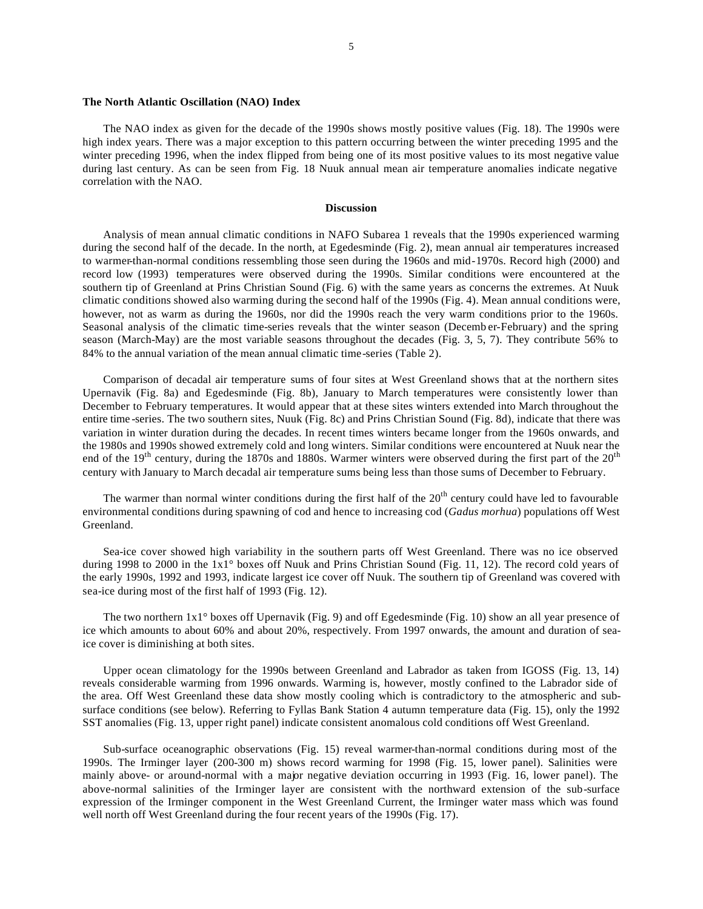**The North Atlantic Oscillation (NAO) Index**

The NAO index as given for the decade of the 1990s shows mostly positive values (Fig. 18). The 1990s were high index years. There was a major exception to this pattern occurring between the winter preceding 1995 and the winter preceding 1996, when the index flipped from being one of its most positive values to its most negative value during last century. As can be seen from Fig. 18 Nuuk annual mean air temperature anomalies indicate negative correlation with the NAO.

## Discussion

Analysis of mean annual climatic conditions in NAFO Subarea 1 reveals that the 1990s experienced warming during the second half of the decade. In the north, at Egedesminde (Fig. 2), mean annual air temperatures increased to warmer-than-normal conditions ressembling those seen during the 1960s and mid-1970s. Record high (2000) and record low (1993) temperatures were observed during the 1990s. Similar conditions were encountered at the southern tip of Greenland at Prins Christian Sound (Fig. 6) with the same years as concerns the extremes. At Nuuk climatic conditions showed also warming during the second half of the 1990s (Fig. 4). Mean annual conditions were, however, not as warm as during the 1960s, nor did the 1990s reach the very warm conditions prior to the 1960s. Seasonal analysis of the climatic time-series reveals that the winter season (December-February) and the spring season (March-May) are the most variable seasons throughout the decades (Fig. 3, 5, 7). They contribute 56% to 84% to the annual variation of the mean annual climatic time-series (Table 2).

Comparison of decadal air temperature sums of four sites at West Greenland shows that at the northern sites Upernavik (Fig. 8a) and Egedesminde (Fig. 8b), January to March temperatures were consistently lower than December to February temperatures. It would appear that at these sites winters extended into March throughout the entire time-series. The two southern sites, Nuuk (Fig. 8c) and Prins Christian Sound (Fig. 8d), indicate that there was variation in winter duration during the decades. In recent times winters became longer from the 1960s onwards, and the 1980s and 1990s showed extremely cold and long winters. Similar conditions were encountered at Nuuk near the end of the 19th century, during the 1870s and 1880s. Warmer winters were observed during the first part of the 20th century with January to March decadal air temperature sums being less than those sums of December to February.

The warmer than normal winter conditions during the first half of the 20th century could have led to favourable environmental conditions during spawning of cod and hence to increasing cod (*Gadus morhua*) populations off West Greenland.

Sea-ice cover showed high variability in the southern parts off West Greenland. There was no ice observed during 1998 to 2000 in the 1x1° boxes off Nuuk and Prins Christian Sound (Fig. 11, 12). The record cold years of the early 1990s, 1992 and 1993, indicate largest ice cover off Nuuk. The southern tip of Greenland was covered with sea-ice during most of the first half of 1993 (Fig. 12).

The two northern 1x1° boxes off Upernavik (Fig. 9) and off Egedesminde (Fig. 10) show an all year presence of ice which amounts to about 60% and about 20%, respectively. From 1997 onwards, the amount and duration of sea-ice cover is diminishing at both sites.

Upper ocean climatology for the 1990s between Greenland and Labrador as taken from IGOSS (Fig. 13, 14) reveals considerable warming from 1996 onwards. Warming is, however, mostly confined to the Labrador side of the area. Off West Greenland these data show mostly cooling which is contradictory to the atmospheric and sub-surface conditions (see below). Referring to Fyllas Bank Station 4 autumn temperature data (Fig. 15), only the 1992 SST anomalies (Fig. 13, upper right panel) indicate consistent anomalous cold conditions off West Greenland.

Sub-surface oceanographic observations (Fig. 15) reveal warmer-than-normal conditions during most of the 1990s. The Irminger layer (200-300 m) shows record warming for 1998 (Fig. 15, lower panel). Salinities were mainly above- or around-normal with a major negative deviation occurring in 1993 (Fig. 16, lower panel). The above-normal salinities of the Irminger layer are consistent with the northward extension of the sub-surface expression of the Irminger component in the West Greenland Current, the Irminger water mass which was found well north off West Greenland during the four recent years of the 1990s (Fig. 17).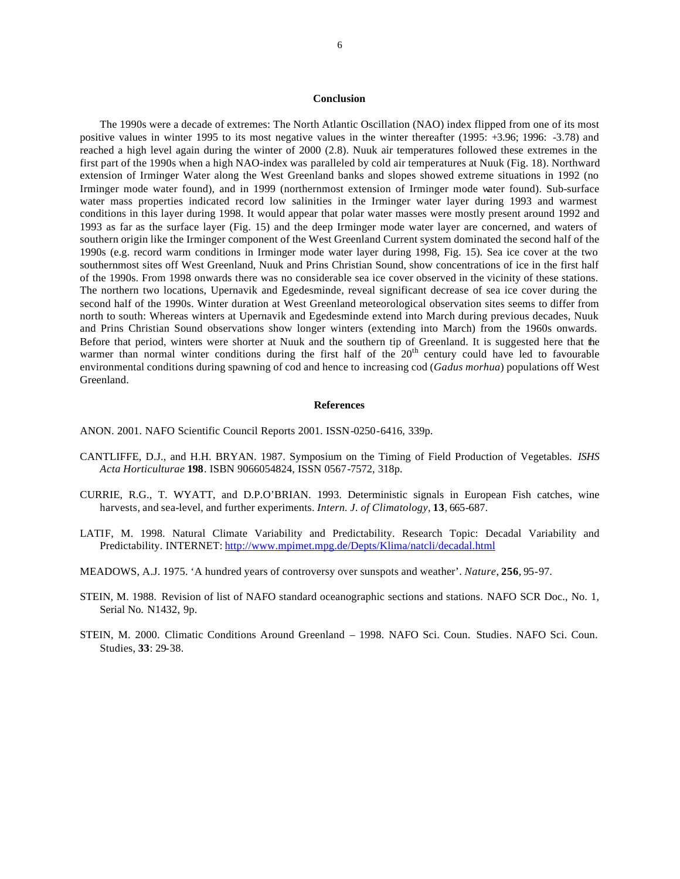## Conclusion

The 1990s were a decade of extremes: The North Atlantic Oscillation (NAO) index flipped from one of its most positive values in winter 1995 to its most negative values in the winter thereafter (1995: +3.96; 1996: -3.78) and reached a high level again during the winter of 2000 (2.8). Nuuk air temperatures followed these extremes in the first part of the 1990s when a high NAO-index was paralleled by cold air temperatures at Nuuk (Fig. 18). Northward extension of Irminger Water along the West Greenland banks and slopes showed extreme situations in 1992 (no Irminger mode water found), and in 1999 (northernmost extension of Irminger mode water found). Sub-surface water mass properties indicated record low salinities in the Irminger water layer during 1993 and warmest conditions in this layer during 1998. It would appear that polar water masses were mostly present around 1992 and 1993 as far as the surface layer (Fig. 15) and the deep Irminger mode water layer are concerned, and waters of southern origin like the Irminger component of the West Greenland Current system dominated the second half of the 1990s (e.g. record warm conditions in Irminger mode water layer during 1998, Fig. 15). Sea ice cover at the two southernmost sites off West Greenland, Nuuk and Prins Christian Sound, show concentrations of ice in the first half of the 1990s. From 1998 onwards there was no considerable sea ice cover observed in the vicinity of these stations. The northern two locations, Upernavik and Egedesminde, reveal significant decrease of sea ice cover during the second half of the 1990s. Winter duration at West Greenland meteorological observation sites seems to differ from north to south: Whereas winters at Upernavik and Egedesminde extend into March during previous decades, Nuuk and Prins Christian Sound observations show longer winters (extending into March) from the 1960s onwards. Before that period, winters were shorter at Nuuk and the southern tip of Greenland. It is suggested here that the warmer than normal winter conditions during the first half of the 20th century could have led to favourable environmental conditions during spawning of cod and hence to increasing cod (*Gadus morhua*) populations off West Greenland.

## References

ANON. 2001. NAFO Scientific Council Reports 2001. ISSN-0250-6416, 339p.

CANTLIFFE, D.J., and H.H. BRYAN. 1987. Symposium on the Timing of Field Production of Vegetables. *ISHS Acta Horticulturae* **198**. ISBN 9066054824, ISSN 0567-7572, 318p.

CURRIE, R.G., T. WYATT, and D.P.O'BRIAN. 1993. Deterministic signals in European Fish catches, wine harvests, and sea-level, and further experiments. *Intern. J. of Climatology*, **13**, 665-687.

LATIF, M. 1998. Natural Climate Variability and Predictability. Research Topic: Decadal Variability and Predictability. INTERNET: http://www.mpimet.mpg.de/Depts/Klima/natcli/decadal.html

MEADOWS, A.J. 1975. 'A hundred years of controversy over sunspots and weather'. *Nature*, **256**, 95-97.

STEIN, M. 1988. Revision of list of NAFO standard oceanographic sections and stations. NAFO SCR Doc., No. 1, Serial No. N1432, 9p.

STEIN, M. 2000. Climatic Conditions Around Greenland – 1998. NAFO Sci. Coun. Studies. NAFO Sci. Coun. Studies, **33**: 29-38.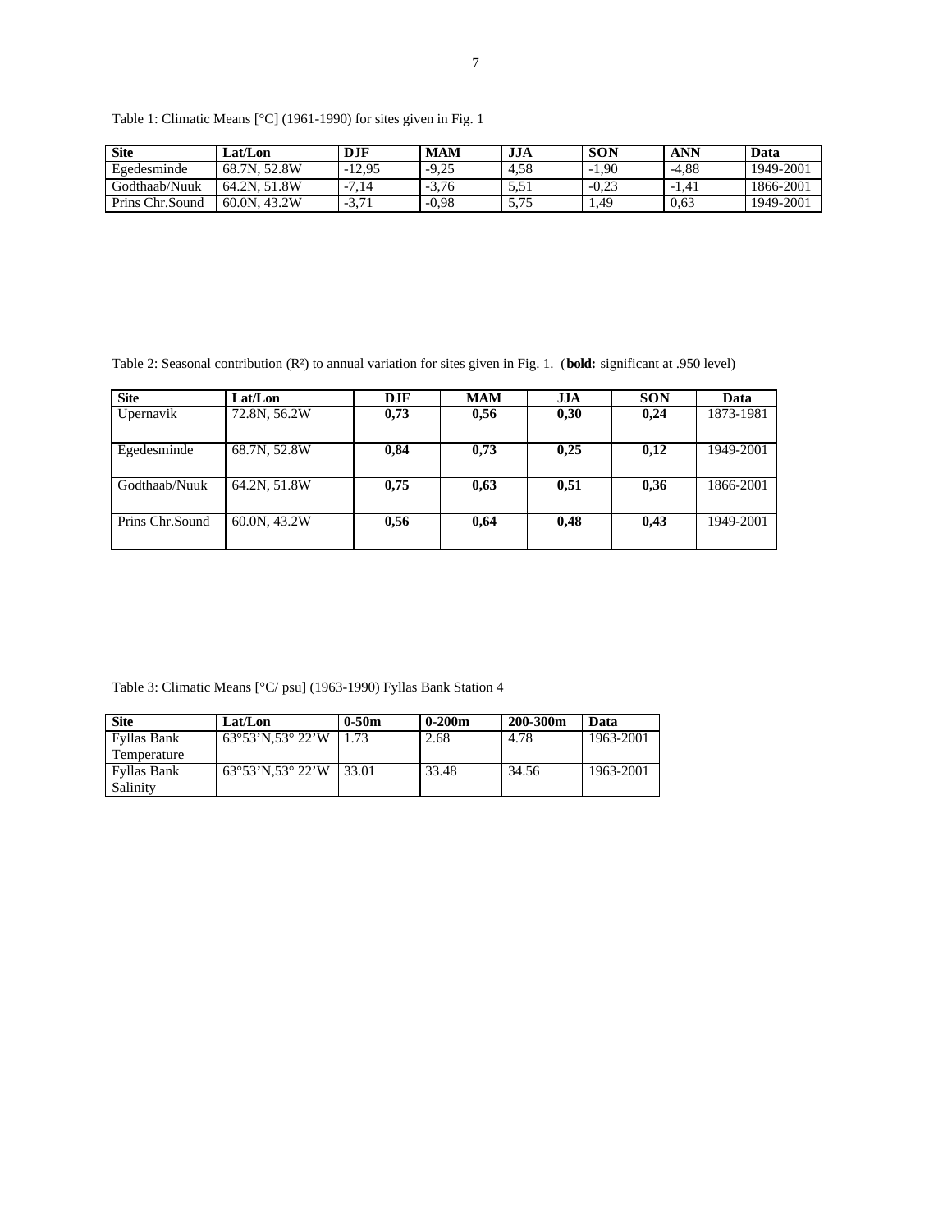Table 1: Climatic Means [°C] (1961-1990) for sites given in Fig. 1

| Site | Lat/Lon | DJF | MAM | JJA | SON | ANN | Data |
|---|---|---|---|---|---|---|---|
| Egedesminde | 68.7N, 52.8W | -12,95 | -9,25 | 4,58 | -1,90 | -4,88 | 1949-2001 |
| Godthaab/Nuuk | 64.2N, 51.8W | -7,14 | -3,76 | 5,51 | -0,23 | -1,41 | 1866-2001 |
| Prins Chr.Sound | 60.0N, 43.2W | -3,71 | -0,98 | 5,75 | 1,49 | 0,63 | 1949-2001 |

Table 2: Seasonal contribution ($R^2$) to annual variation for sites given in Fig. 1. (**bold:** significant at .950 level)

| Site | Lat/Lon | DJF | MAM | JJA | SON | Data |
|---|---|---|---|---|---|---|
| Upernavik | 72.8N, 56.2W | **0,73** | **0,56** | **0,30** | **0,24** | 1873-1981 |
| Egedesminde | 68.7N, 52.8W | **0,84** | **0,73** | **0,25** | **0,12** | 1949-2001 |
| Godthaab/Nuuk | 64.2N, 51.8W | **0,75** | **0,63** | **0,51** | **0,36** | 1866-2001 |
| Prins Chr.Sound | 60.0N, 43.2W | **0,56** | **0,64** | **0,48** | **0,43** | 1949-2001 |

Table 3: Climatic Means [°C/ psu] (1963-1990) Fyllas Bank Station 4

| Site | Lat/Lon | 0-50m | 0-200m | 200-300m | Data |
|---|---|---|---|---|---|
| Fyllas Bank Temperature | 63°53'N,53° 22'W | 1.73 | 2.68 | 4.78 | 1963-2001 |
| Fyllas Bank Salinity | 63°53'N,53° 22'W | 33.01 | 33.48 | 34.56 | 1963-2001 |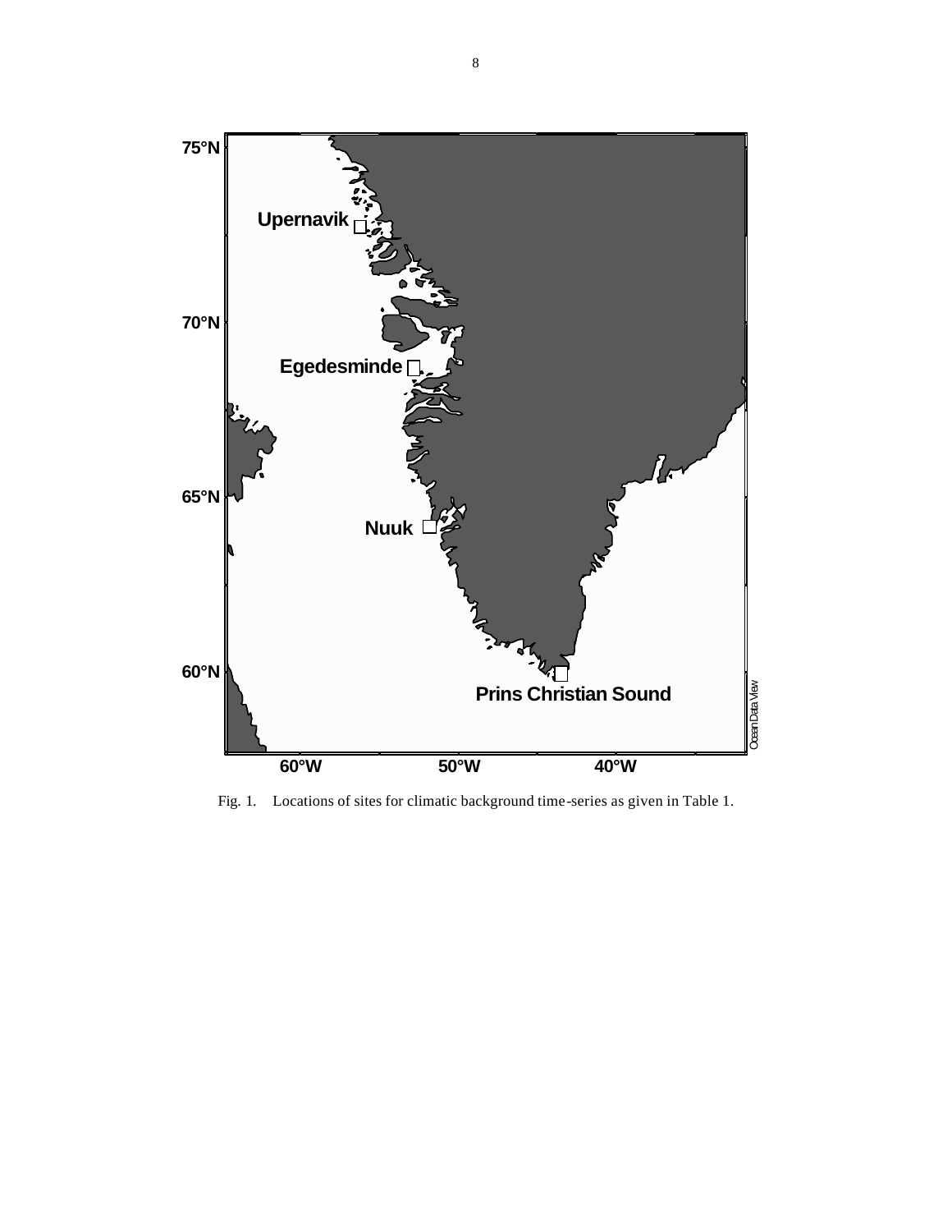Fig. 1. Locations of sites for climatic background time-series as given in Table 1.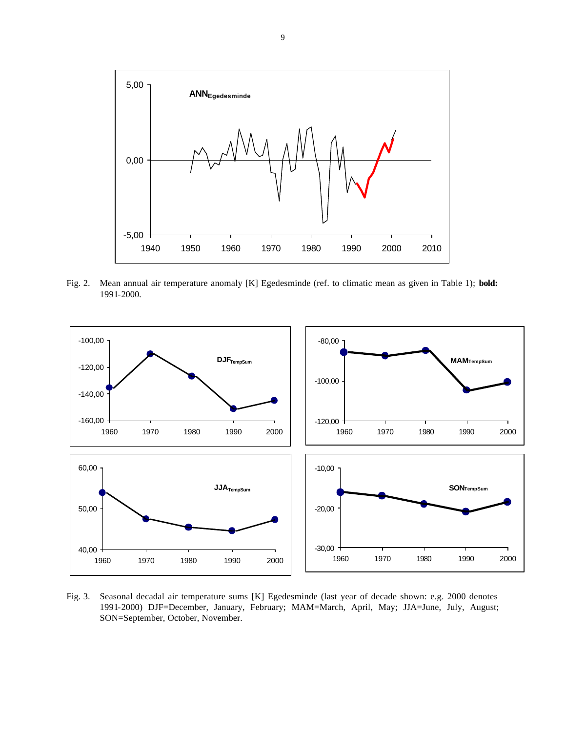Fig. 2. Mean annual air temperature anomaly [K] Egedesminde (ref. to climatic mean as given in Table 1); **bold:** 1991-2000.

Fig. 3. Seasonal decadal air temperature sums [K] Egedesminde (last year of decade shown: e.g. 2000 denotes 1991-2000) DJF=December, January, February; MAM=March, April, May; JJA=June, July, August; SON=September, October, November.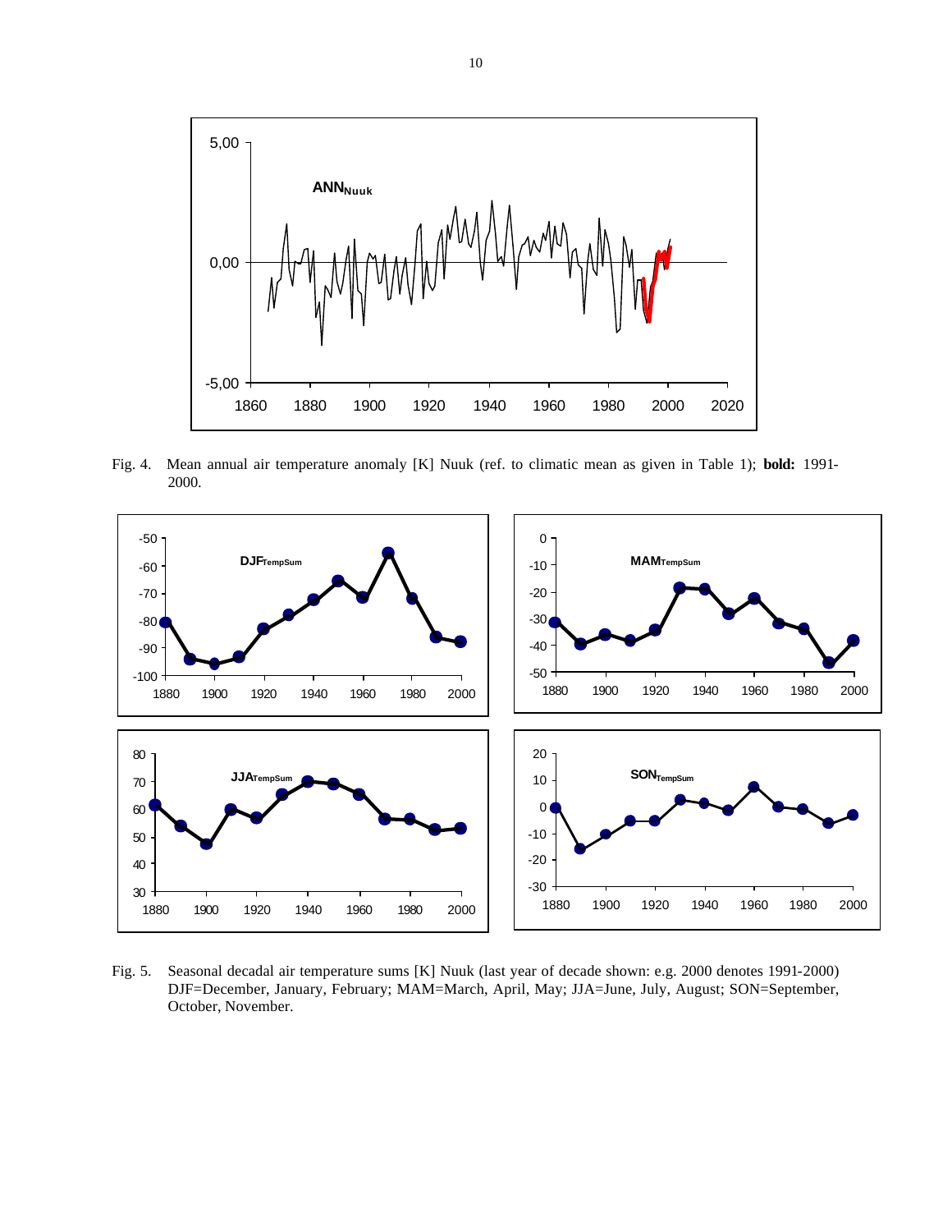Fig. 4. Mean annual air temperature anomaly [K] Nuuk (ref. to climatic mean as given in Table 1); **bold:** 1991-2000.

Fig. 5. Seasonal decadal air temperature sums [K] Nuuk (last year of decade shown: e.g. 2000 denotes 1991-2000) DJF=December, January, February; MAM=March, April, May; JJA=June, July, August; SON=September, October, November.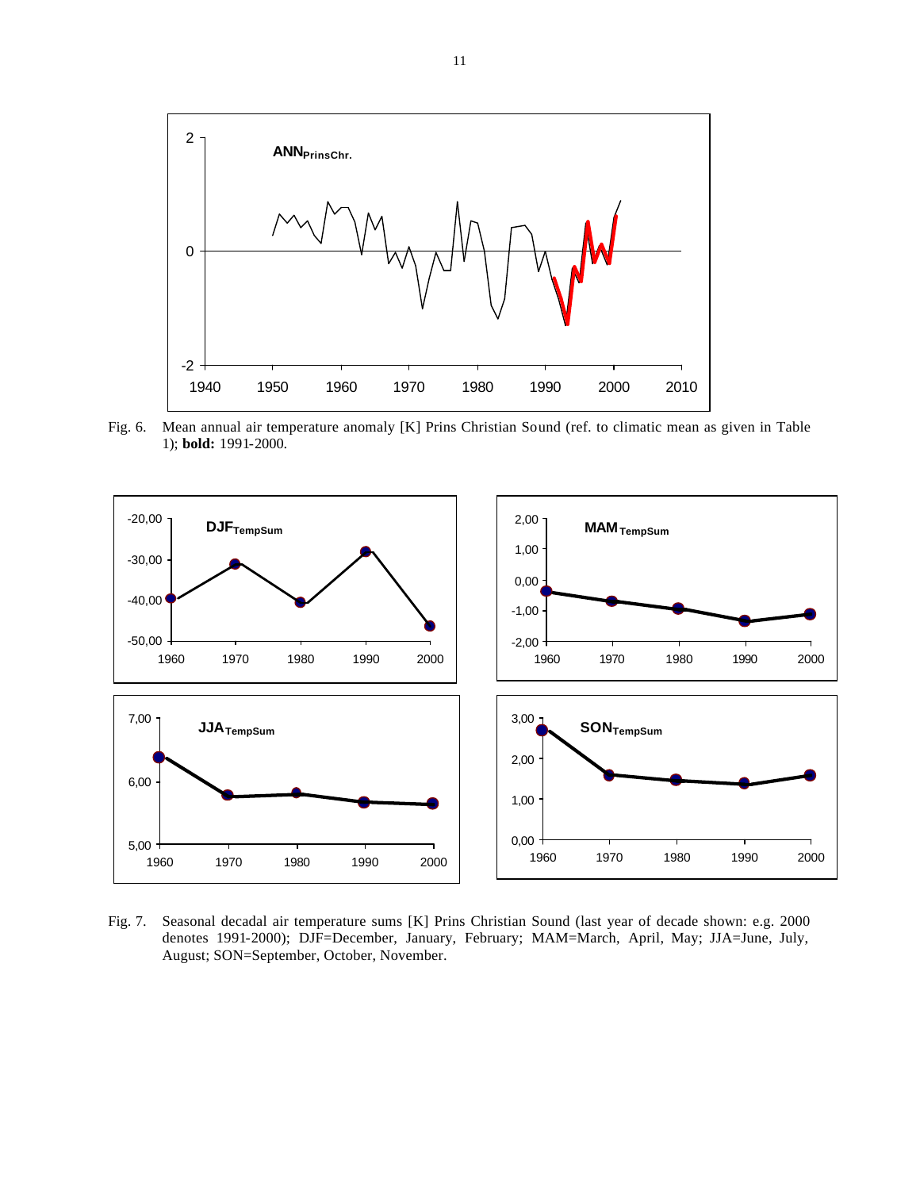Fig. 6. Mean annual air temperature anomaly [K] Prins Christian Sound (ref. to climatic mean as given in Table 1); **bold:** 1991-2000.

Fig. 7. Seasonal decadal air temperature sums [K] Prins Christian Sound (last year of decade shown: e.g. 2000 denotes 1991-2000); DJF=December, January, February; MAM=March, April, May; JJA=June, July, August; SON=September, October, November.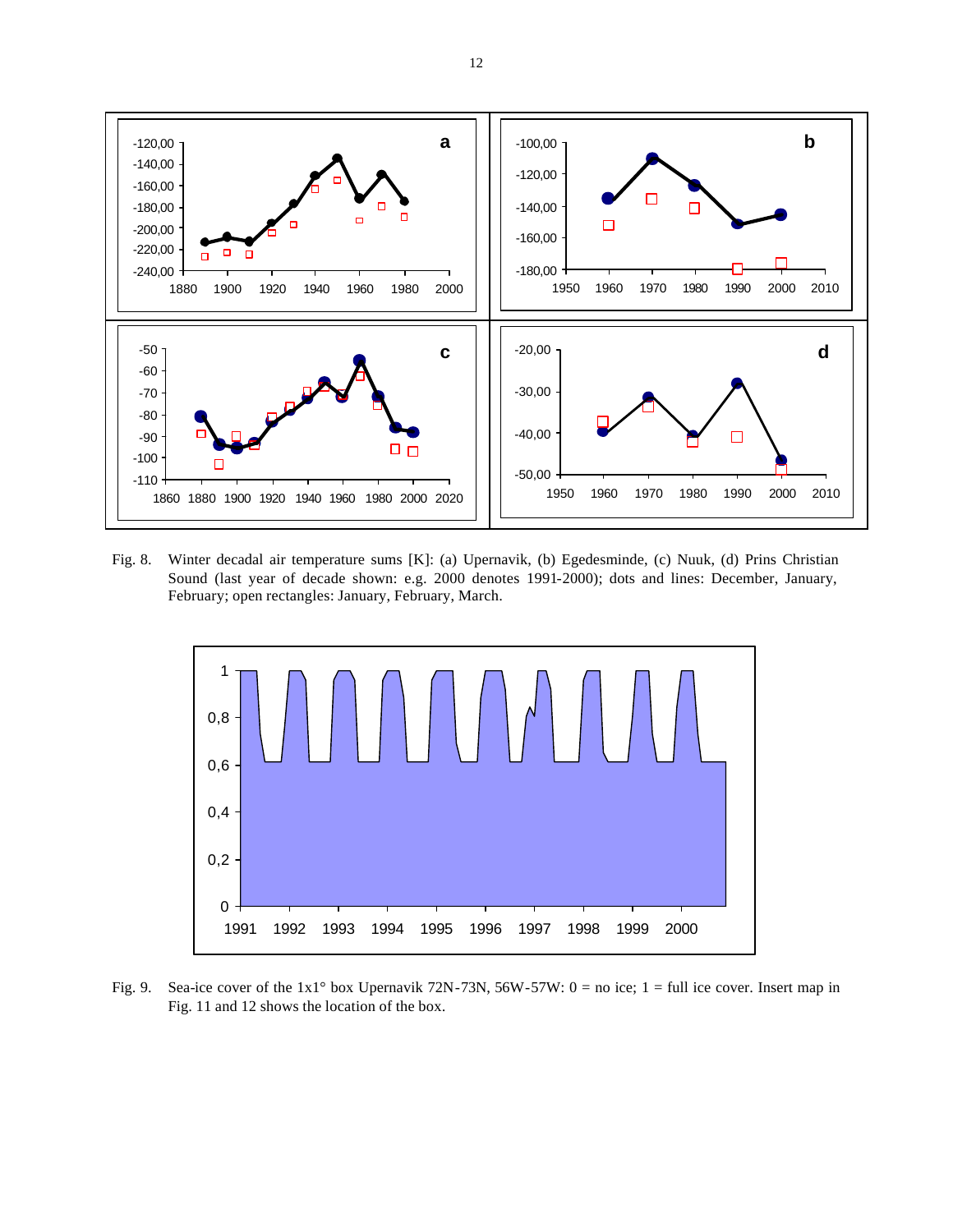Fig. 8. Winter decadal air temperature sums [K]: (a) Upernavik, (b) Egedesminde, (c) Nuuk, (d) Prins Christian Sound (last year of decade shown: e.g. 2000 denotes 1991-2000); dots and lines: December, January, February; open rectangles: January, February, March.

Fig. 9. Sea-ice cover of the 1x1° box Upernavik 72N-73N, 56W-57W: 0 = no ice; 1 = full ice cover. Insert map in Fig. 11 and 12 shows the location of the box.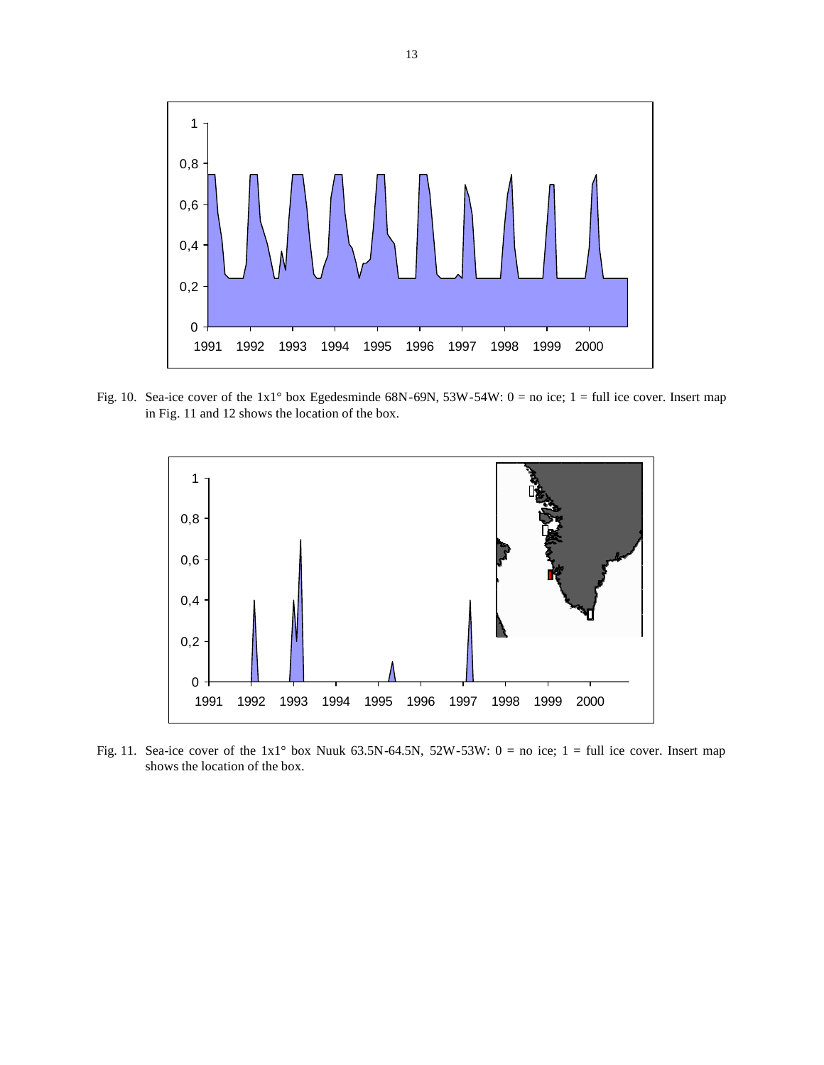Fig. 10. Sea-ice cover of the 1x1° box Egedesminde 68N-69N, 53W-54W: 0 = no ice; 1 = full ice cover. Insert map in Fig. 11 and 12 shows the location of the box.

Fig. 11. Sea-ice cover of the 1x1° box Nuuk 63.5N-64.5N, 52W-53W: 0 = no ice; 1 = full ice cover. Insert map shows the location of the box.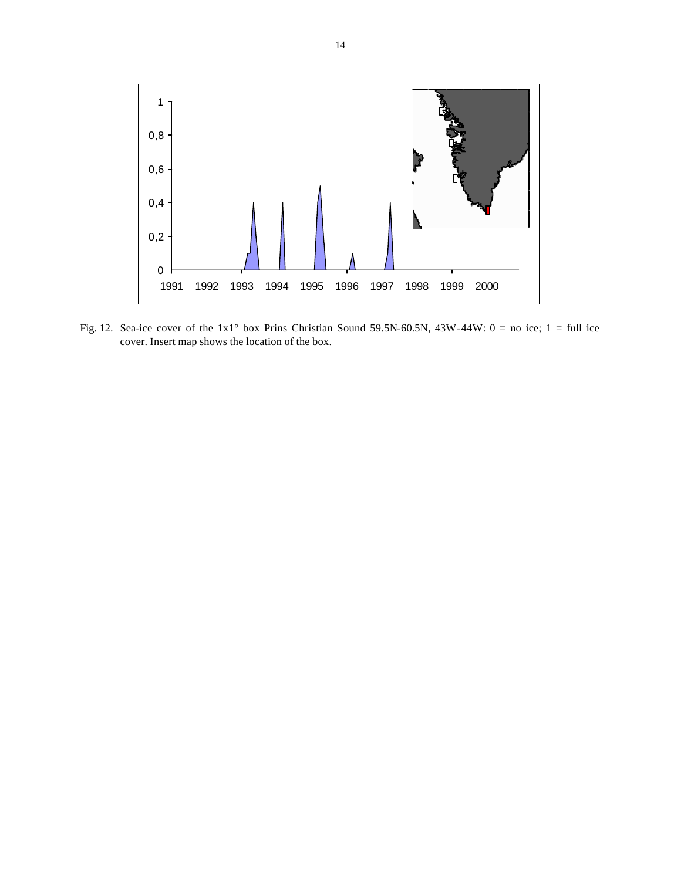Fig. 12. Sea-ice cover of the 1x1° box Prins Christian Sound 59.5N-60.5N, 43W-44W: 0 = no ice; 1 = full ice cover. Insert map shows the location of the box.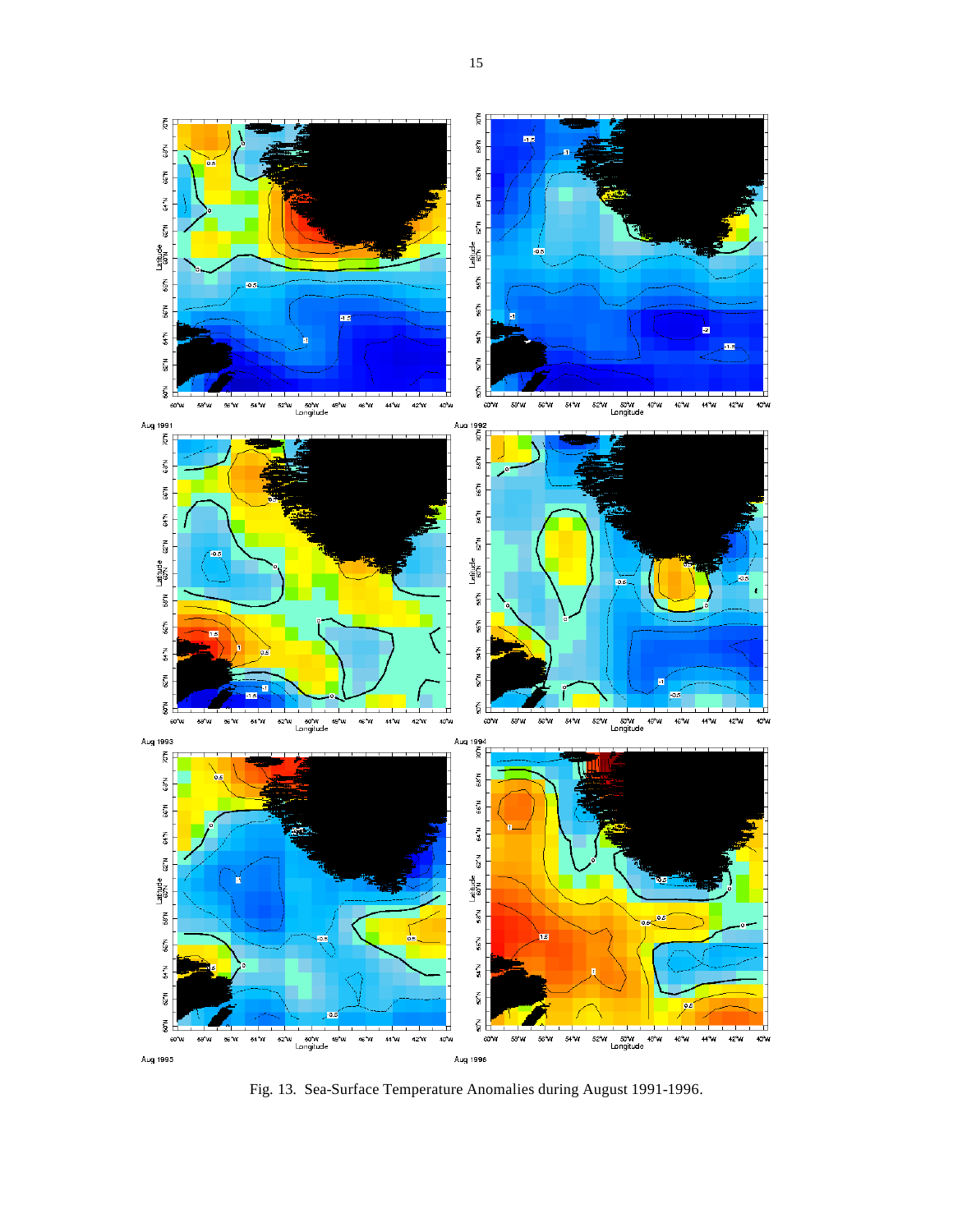Fig. 13.  Sea-Surface Temperature Anomalies during August 1991-1996.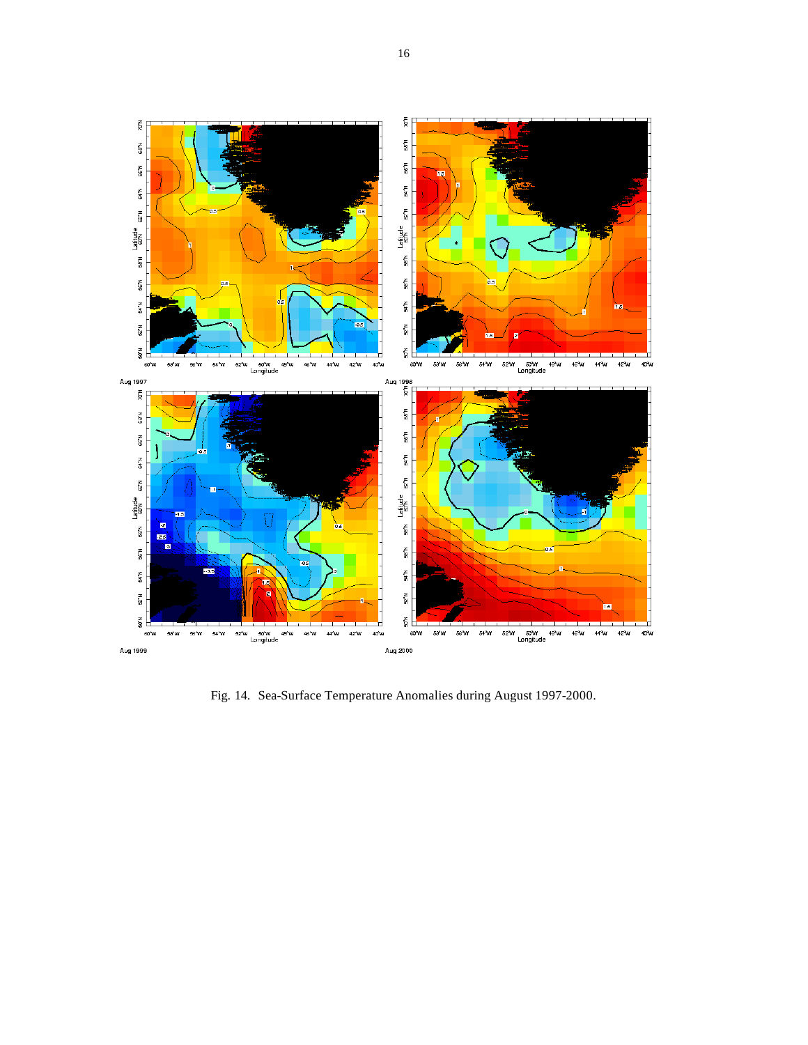Fig. 14. Sea-Surface Temperature Anomalies during August 1997-2000.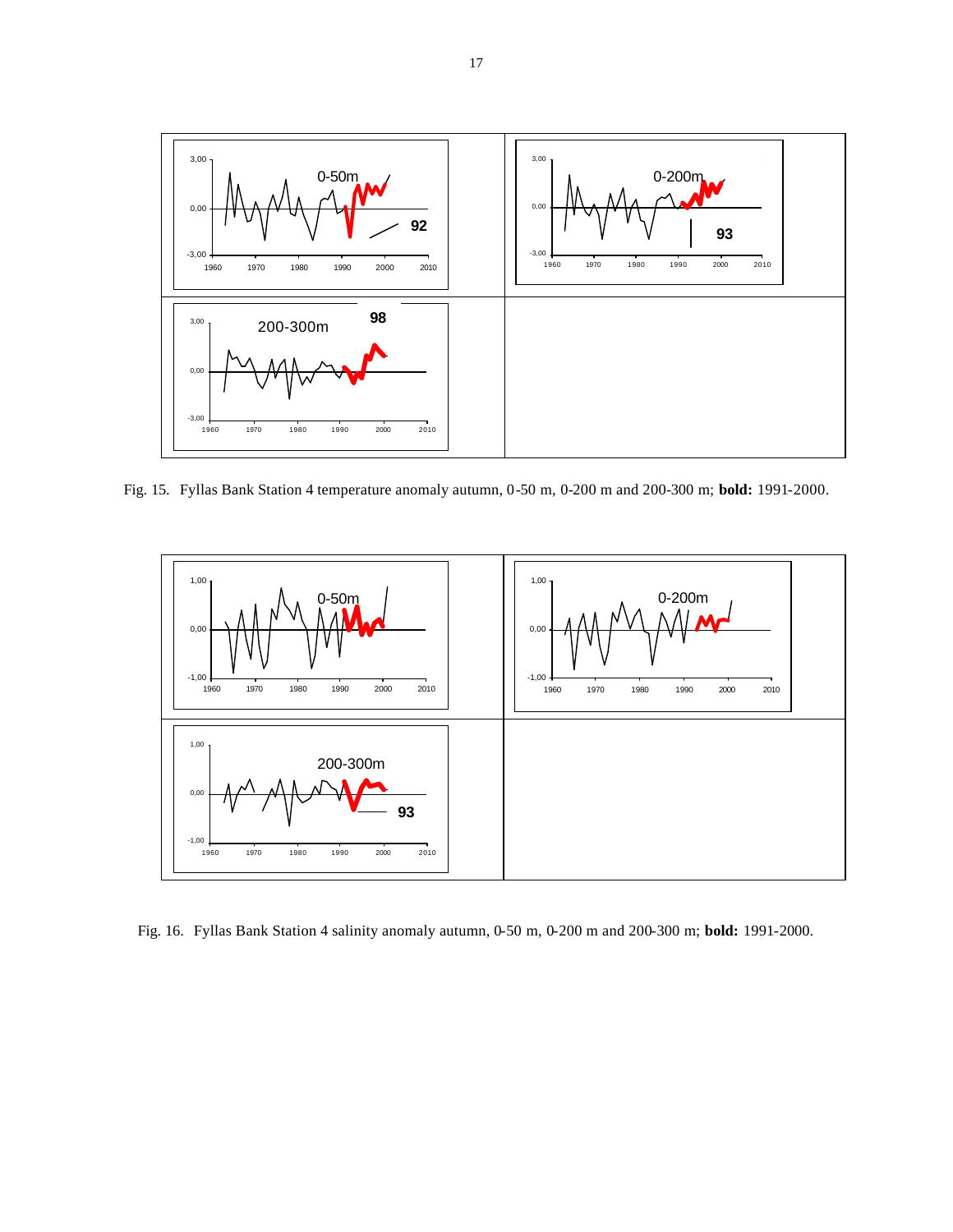Fig. 15. Fyllas Bank Station 4 temperature anomaly autumn, 0-50 m, 0-200 m and 200-300 m; **bold:** 1991-2000.

Fig. 16. Fyllas Bank Station 4 salinity anomaly autumn, 0-50 m, 0-200 m and 200-300 m; **bold:** 1991-2000.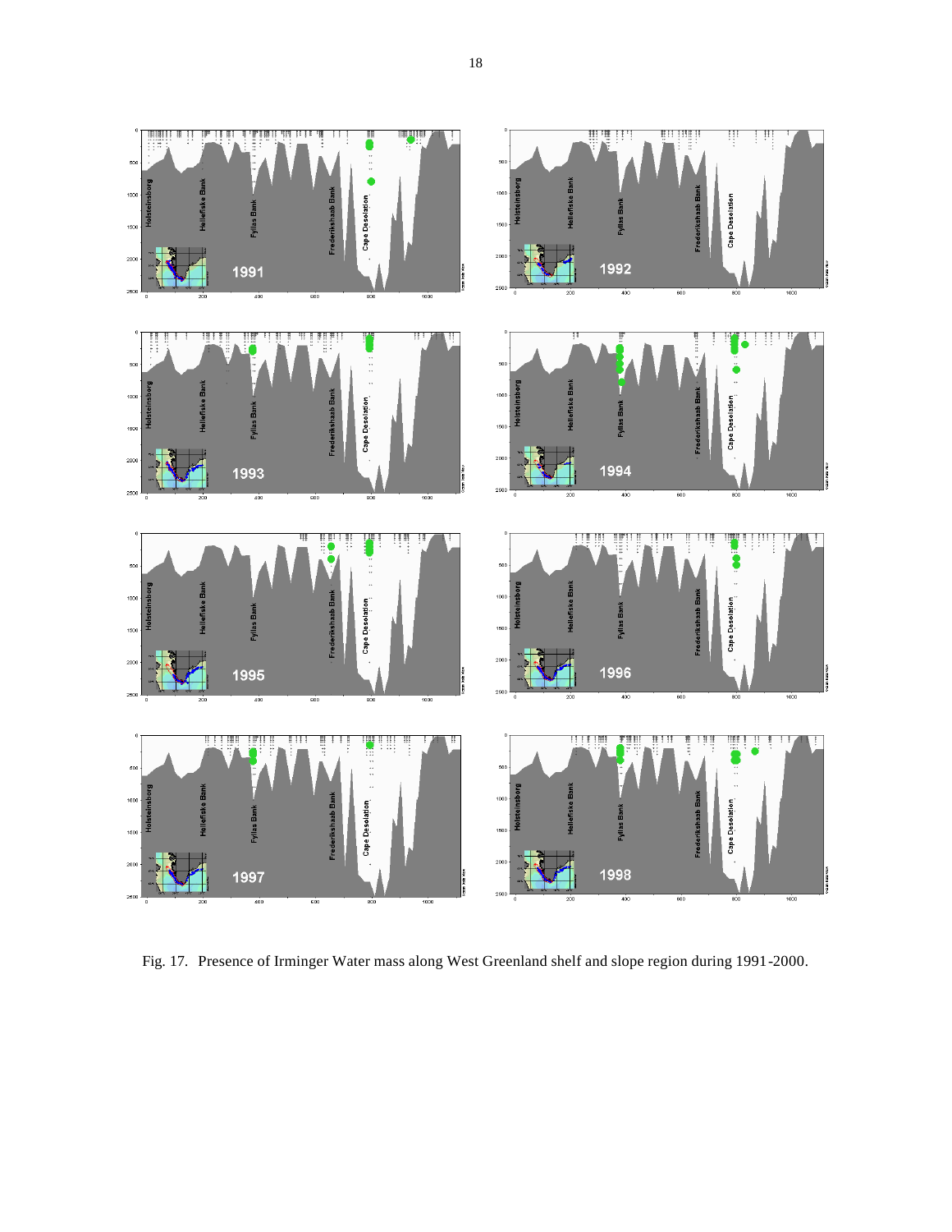Fig. 17. Presence of Irminger Water mass along West Greenland shelf and slope region during 1991-2000.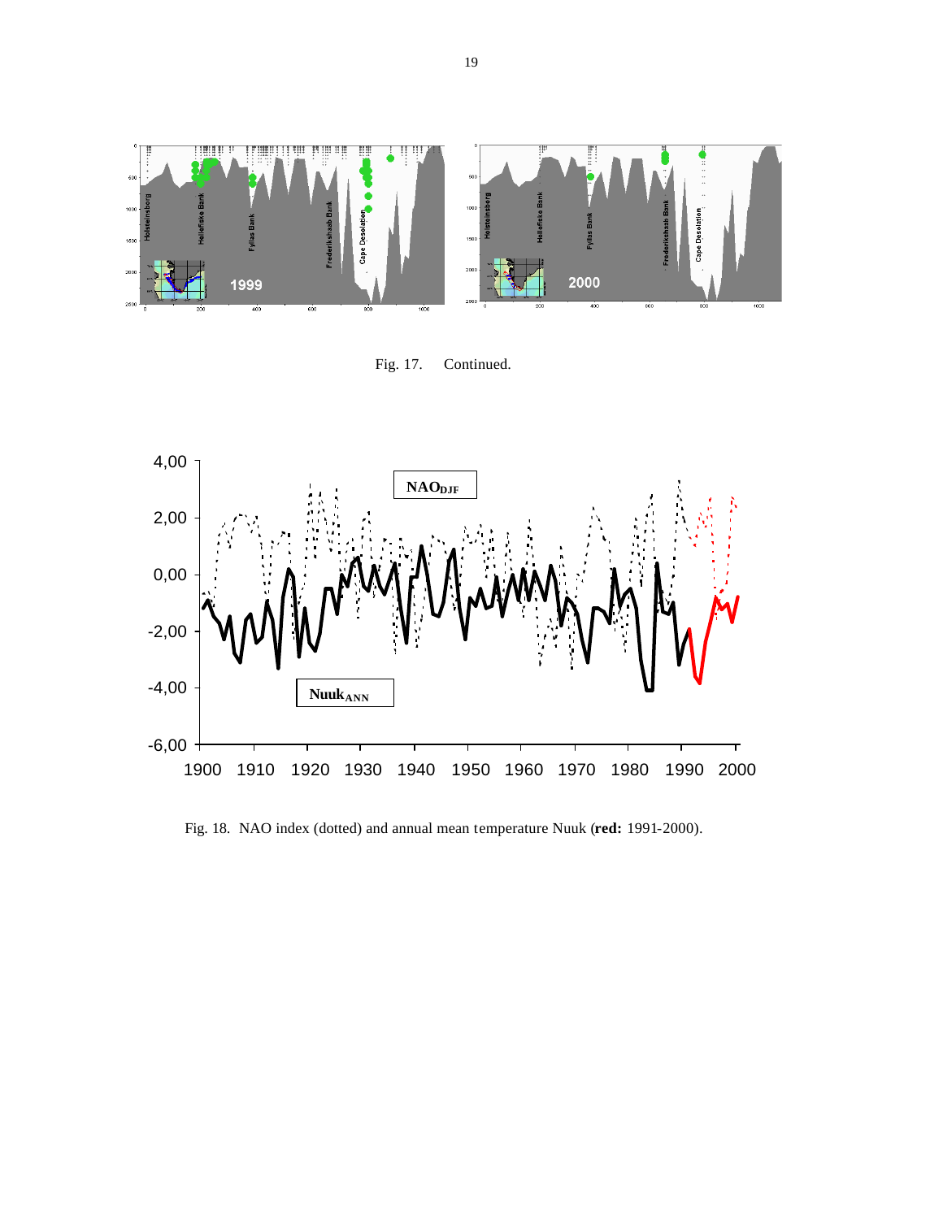Holsteinsborg

Hellefiske Bank

Fyllas Bank

Frederikshaab Bank

Cape Desolation

1999

Holsteinsborg

Hellefiske Bank

Fyllas Bank

Frederikshaab Bank

Cape Desolation

2000

Fig. 17. Continued.

NAO$_{DJF}$

Nuuk$_{ANN}$

4,00

2,00

0,00

-2,00

-4,00

-6,00

1900 1910 1920 1930 1940 1950 1960 1970 1980 1990 2000

Fig. 18. NAO index (dotted) and annual mean temperature Nuuk (**red:** 1991-2000).